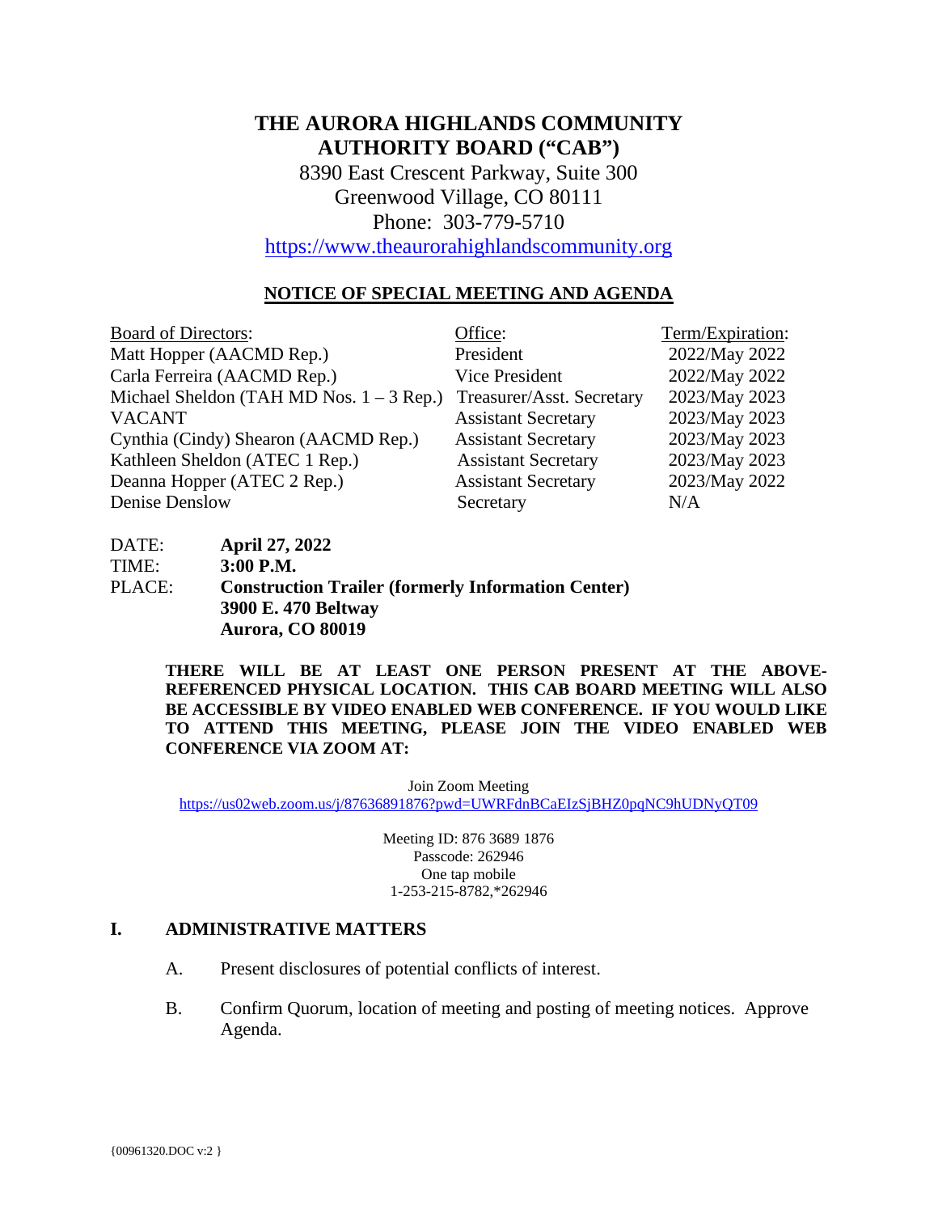# THE AURORA HIGHLANDS COMMUNITY AUTHORITY BOARD ("CAB")

8390 East Crescent Parkway, Suite 300
Greenwood Village, CO 80111
Phone: 303-779-5710
https://www.theaurorahighlandscommunity.org

## NOTICE OF SPECIAL MEETING AND AGENDA

| Board of Directors: | Office: | Term/Expiration: |
|---|---|---|
| Matt Hopper (AACMD Rep.) | President | 2022/May 2022 |
| Carla Ferreira (AACMD Rep.) | Vice President | 2022/May 2022 |
| Michael Sheldon (TAH MD Nos. 1 – 3 Rep.) | Treasurer/Asst. Secretary | 2023/May 2023 |
| VACANT | Assistant Secretary | 2023/May 2023 |
| Cynthia (Cindy) Shearon (AACMD Rep.) | Assistant Secretary | 2023/May 2023 |
| Kathleen Sheldon (ATEC 1 Rep.) | Assistant Secretary | 2023/May 2023 |
| Deanna Hopper (ATEC 2 Rep.) | Assistant Secretary | 2023/May 2022 |
| Denise Denslow | Secretary | N/A |

DATE: **April 27, 2022**
TIME: **3:00 P.M.**
PLACE: **Construction Trailer (formerly Information Center)**
**3900 E. 470 Beltway**
**Aurora, CO 80019**

**THERE WILL BE AT LEAST ONE PERSON PRESENT AT THE ABOVE-REFERENCED PHYSICAL LOCATION. THIS CAB BOARD MEETING WILL ALSO BE ACCESSIBLE BY VIDEO ENABLED WEB CONFERENCE. IF YOU WOULD LIKE TO ATTEND THIS MEETING, PLEASE JOIN THE VIDEO ENABLED WEB CONFERENCE VIA ZOOM AT:**

Join Zoom Meeting
https://us02web.zoom.us/j/87636891876?pwd=UWRFdnBCaEIzSjBHZ0pqNC9hUDNyQT09

Meeting ID: 876 3689 1876
Passcode: 262946
One tap mobile
1-253-215-8782,*262946

## I. ADMINISTRATIVE MATTERS

A. Present disclosures of potential conflicts of interest.

B. Confirm Quorum, location of meeting and posting of meeting notices. Approve Agenda.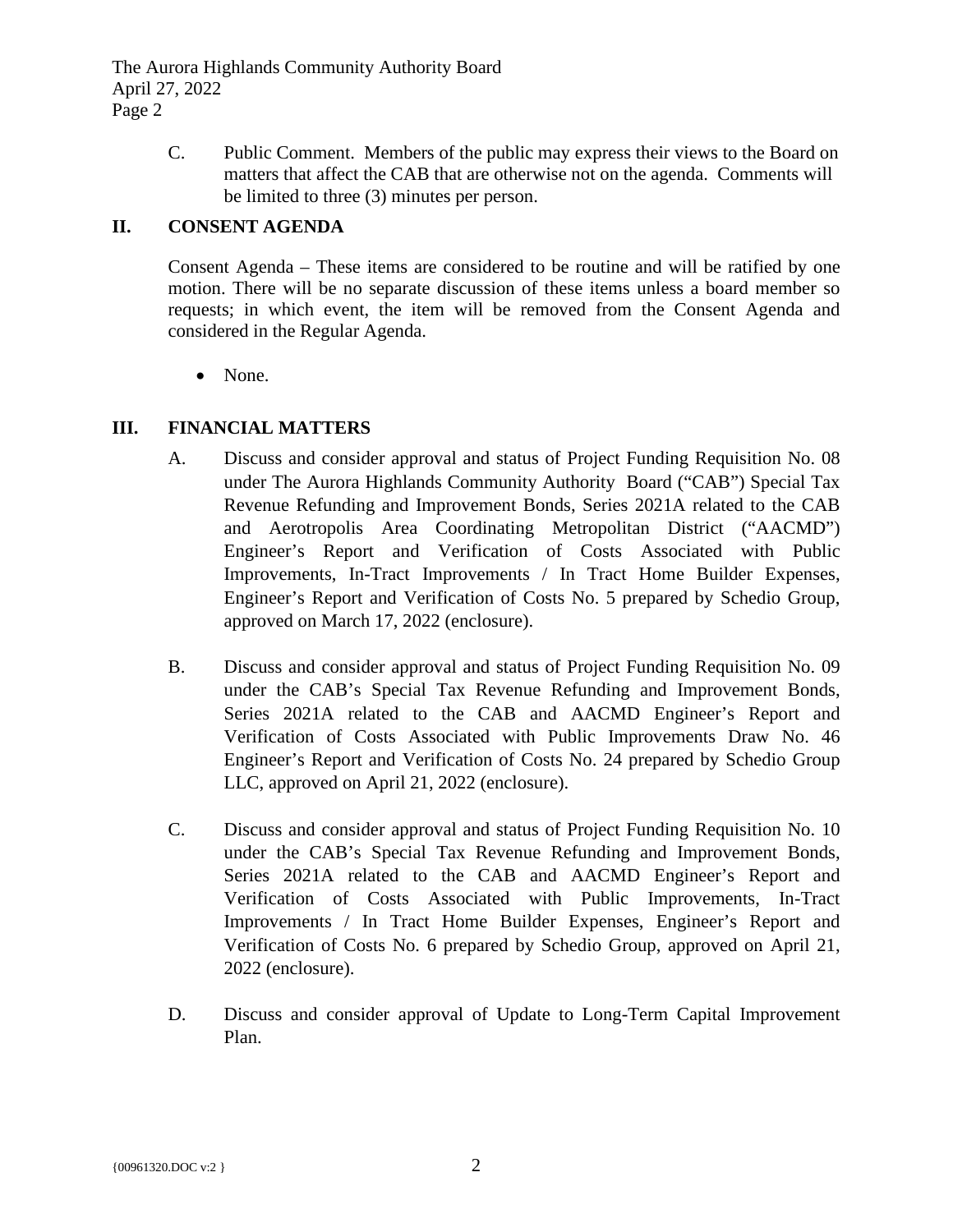C. Public Comment. Members of the public may express their views to the Board on matters that affect the CAB that are otherwise not on the agenda. Comments will be limited to three (3) minutes per person.

## II. CONSENT AGENDA

Consent Agenda – These items are considered to be routine and will be ratified by one motion. There will be no separate discussion of these items unless a board member so requests; in which event, the item will be removed from the Consent Agenda and considered in the Regular Agenda.

- None.

## III. FINANCIAL MATTERS

A. Discuss and consider approval and status of Project Funding Requisition No. 08 under The Aurora Highlands Community Authority Board ("CAB") Special Tax Revenue Refunding and Improvement Bonds, Series 2021A related to the CAB and Aerotropolis Area Coordinating Metropolitan District ("AACMD") Engineer's Report and Verification of Costs Associated with Public Improvements, In-Tract Improvements / In Tract Home Builder Expenses, Engineer's Report and Verification of Costs No. 5 prepared by Schedio Group, approved on March 17, 2022 (enclosure).

B. Discuss and consider approval and status of Project Funding Requisition No. 09 under the CAB's Special Tax Revenue Refunding and Improvement Bonds, Series 2021A related to the CAB and AACMD Engineer's Report and Verification of Costs Associated with Public Improvements Draw No. 46 Engineer's Report and Verification of Costs No. 24 prepared by Schedio Group LLC, approved on April 21, 2022 (enclosure).

C. Discuss and consider approval and status of Project Funding Requisition No. 10 under the CAB's Special Tax Revenue Refunding and Improvement Bonds, Series 2021A related to the CAB and AACMD Engineer's Report and Verification of Costs Associated with Public Improvements, In-Tract Improvements / In Tract Home Builder Expenses, Engineer's Report and Verification of Costs No. 6 prepared by Schedio Group, approved on April 21, 2022 (enclosure).

D. Discuss and consider approval of Update to Long-Term Capital Improvement Plan.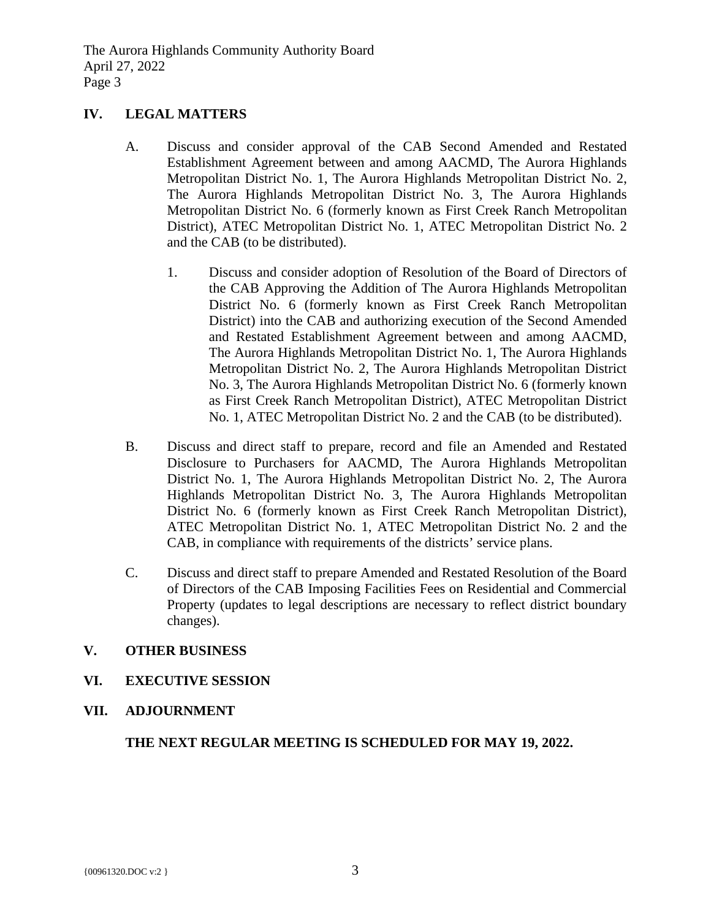## IV. LEGAL MATTERS

A. Discuss and consider approval of the CAB Second Amended and Restated Establishment Agreement between and among AACMD, The Aurora Highlands Metropolitan District No. 1, The Aurora Highlands Metropolitan District No. 2, The Aurora Highlands Metropolitan District No. 3, The Aurora Highlands Metropolitan District No. 6 (formerly known as First Creek Ranch Metropolitan District), ATEC Metropolitan District No. 1, ATEC Metropolitan District No. 2 and the CAB (to be distributed).

1. Discuss and consider adoption of Resolution of the Board of Directors of the CAB Approving the Addition of The Aurora Highlands Metropolitan District No. 6 (formerly known as First Creek Ranch Metropolitan District) into the CAB and authorizing execution of the Second Amended and Restated Establishment Agreement between and among AACMD, The Aurora Highlands Metropolitan District No. 1, The Aurora Highlands Metropolitan District No. 2, The Aurora Highlands Metropolitan District No. 3, The Aurora Highlands Metropolitan District No. 6 (formerly known as First Creek Ranch Metropolitan District), ATEC Metropolitan District No. 1, ATEC Metropolitan District No. 2 and the CAB (to be distributed).

B. Discuss and direct staff to prepare, record and file an Amended and Restated Disclosure to Purchasers for AACMD, The Aurora Highlands Metropolitan District No. 1, The Aurora Highlands Metropolitan District No. 2, The Aurora Highlands Metropolitan District No. 3, The Aurora Highlands Metropolitan District No. 6 (formerly known as First Creek Ranch Metropolitan District), ATEC Metropolitan District No. 1, ATEC Metropolitan District No. 2 and the CAB, in compliance with requirements of the districts' service plans.

C. Discuss and direct staff to prepare Amended and Restated Resolution of the Board of Directors of the CAB Imposing Facilities Fees on Residential and Commercial Property (updates to legal descriptions are necessary to reflect district boundary changes).

## V. OTHER BUSINESS

## VI. EXECUTIVE SESSION

## VII. ADJOURNMENT

**THE NEXT REGULAR MEETING IS SCHEDULED FOR MAY 19, 2022.**

{00961320.DOC v:2 }